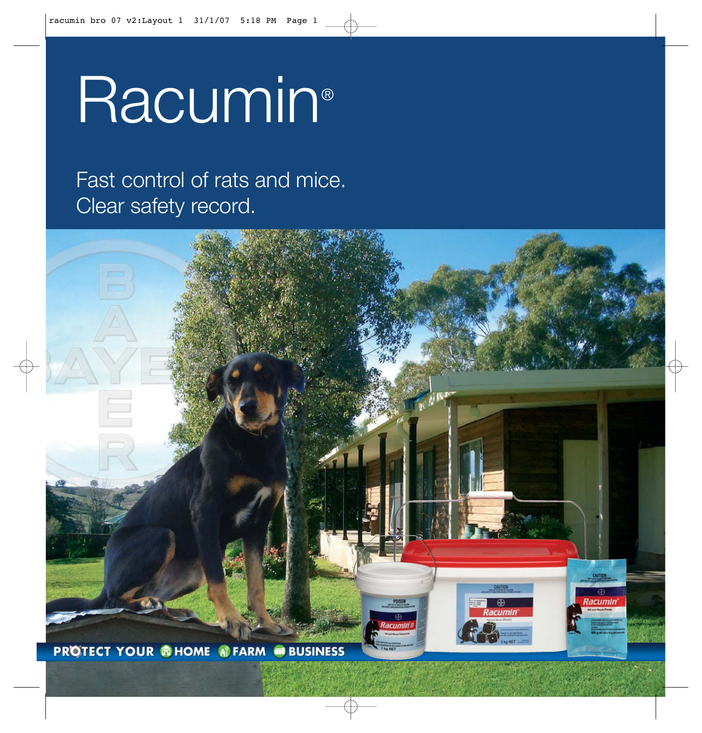# Racumin®

Fast control of rats and mice.
Clear safety record.

PROTECT YOUR HOME FARM BUSINESS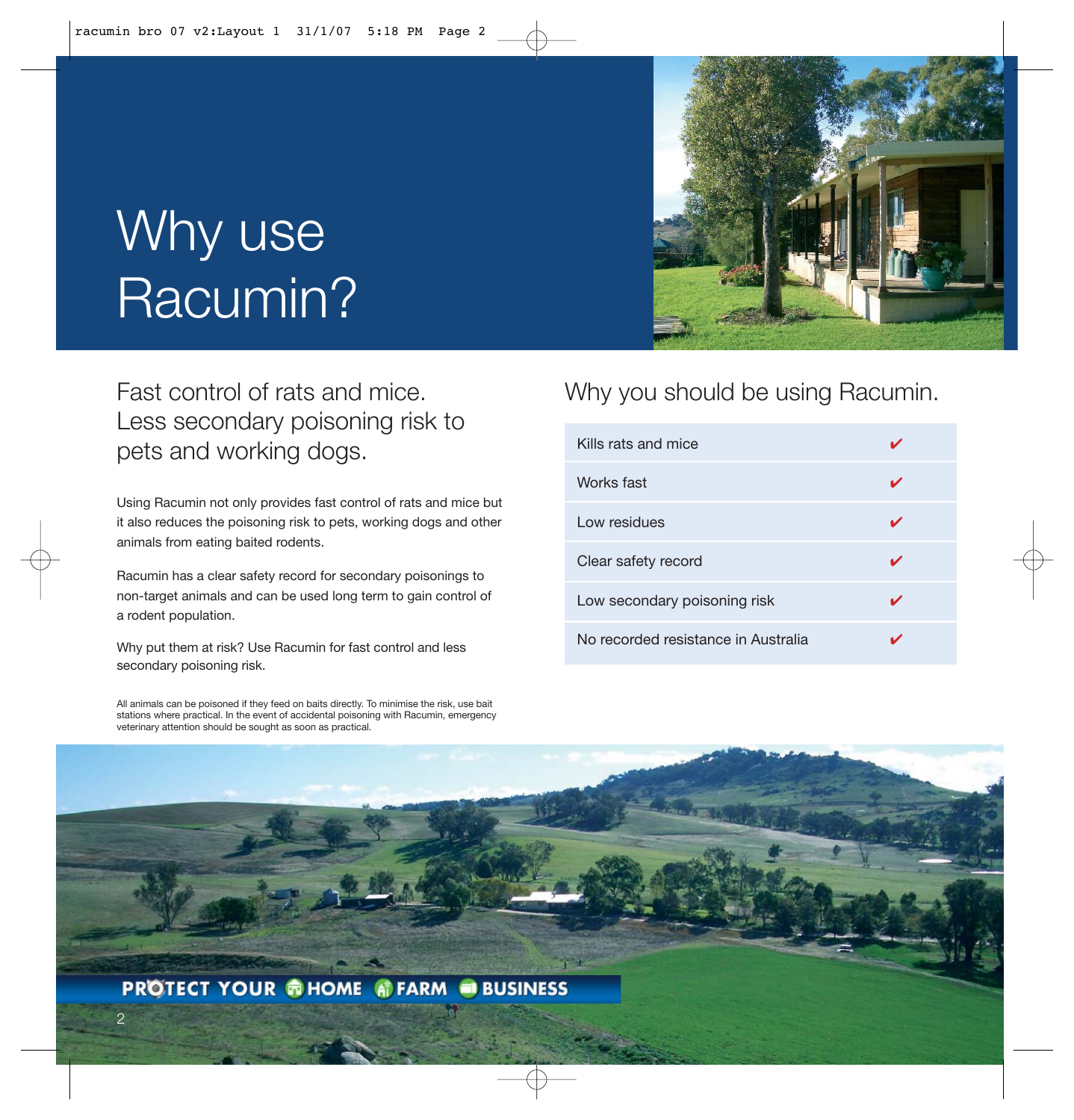# Why use Racumin?

## Fast control of rats and mice. Less secondary poisoning risk to pets and working dogs.

Using Racumin not only provides fast control of rats and mice but it also reduces the poisoning risk to pets, working dogs and other animals from eating baited rodents.

Racumin has a clear safety record for secondary poisonings to non-target animals and can be used long term to gain control of a rodent population.

Why put them at risk? Use Racumin for fast control and less secondary poisoning risk.

All animals can be poisoned if they feed on baits directly. To minimise the risk, use bait stations where practical. In the event of accidental poisoning with Racumin, emergency veterinary attention should be sought as soon as practical.

## Why you should be using Racumin.

| | |
|---|---|
| Kills rats and mice | ✔ |
| Works fast | ✔ |
| Low residues | ✔ |
| Clear safety record | ✔ |
| Low secondary poisoning risk | ✔ |
| No recorded resistance in Australia | ✔ |

PROTECT YOUR HOME FARM BUSINESS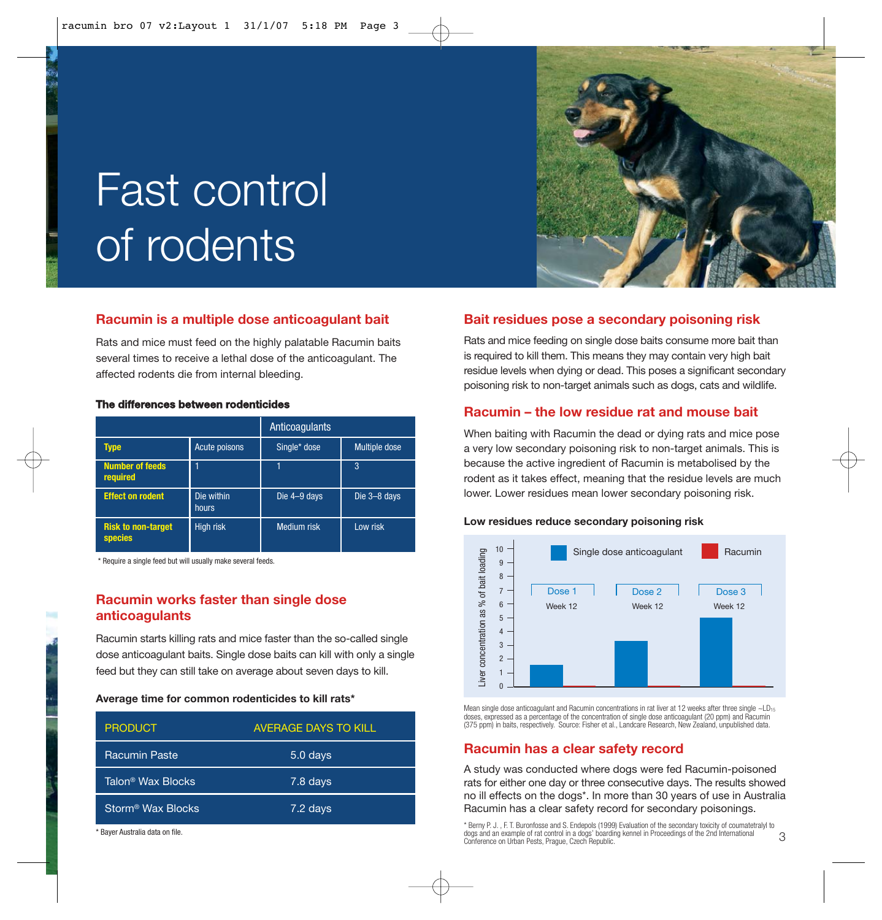# Fast control of rodents

## Racumin is a multiple dose anticoagulant bait

Rats and mice must feed on the highly palatable Racumin baits several times to receive a lethal dose of the anticoagulant. The affected rodents die from internal bleeding.

**The differences between rodenticides**

| | | Anticoagulants | |
|---|---|---|---|
| **Type** | Acute poisons | Single* dose | Multiple dose |
| **Number of feeds required** | 1 | 1 | 3 |
| **Effect on rodent** | Die within hours | Die 4–9 days | Die 3–8 days |
| **Risk to non-target species** | High risk | Medium risk | Low risk |

\* Require a single feed but will usually make several feeds.

## Racumin works faster than single dose anticoagulants

Racumin starts killing rats and mice faster than the so-called single dose anticoagulant baits. Single dose baits can kill with only a single feed but they can still take on average about seven days to kill.

**Average time for common rodenticides to kill rats***

| PRODUCT | AVERAGE DAYS TO KILL |
|---|---|
| Racumin Paste | 5.0 days |
| Talon® Wax Blocks | 7.8 days |
| Storm® Wax Blocks | 7.2 days |

\* Bayer Australia data on file.

## Bait residues pose a secondary poisoning risk

Rats and mice feeding on single dose baits consume more bait than is required to kill them. This means they may contain very high bait residue levels when dying or dead. This poses a significant secondary poisoning risk to non-target animals such as dogs, cats and wildlife.

## Racumin – the low residue rat and mouse bait

When baiting with Racumin the dead or dying rats and mice pose a very low secondary poisoning risk to non-target animals. This is because the active ingredient of Racumin is metabolised by the rodent as it takes effect, meaning that the residue levels are much lower. Lower residues mean lower secondary poisoning risk.

**Low residues reduce secondary poisoning risk**

Mean single dose anticoagulant and Racumin concentrations in rat liver at 12 weeks after three single ~$LD_{15}$ doses, expressed as a percentage of the concentration of single dose anticoagulant (20 ppm) and Racumin (375 ppm) in baits, respectively. Source: Fisher et al., Landcare Research, New Zealand, unpublished data.

## Racumin has a clear safety record

A study was conducted where dogs were fed Racumin-poisoned rats for either one day or three consecutive days. The results showed no ill effects on the dogs*. In more than 30 years of use in Australia Racumin has a clear safety record for secondary poisonings.

\* Berny P. J. , F. T. Buronfosse and S. Endepols (1999) Evaluation of the secondary toxicity of coumatetralyl to dogs and an example of rat control in a dogs' boarding kennel in Proceedings of the 2nd International Conference on Urban Pests, Prague, Czech Republic.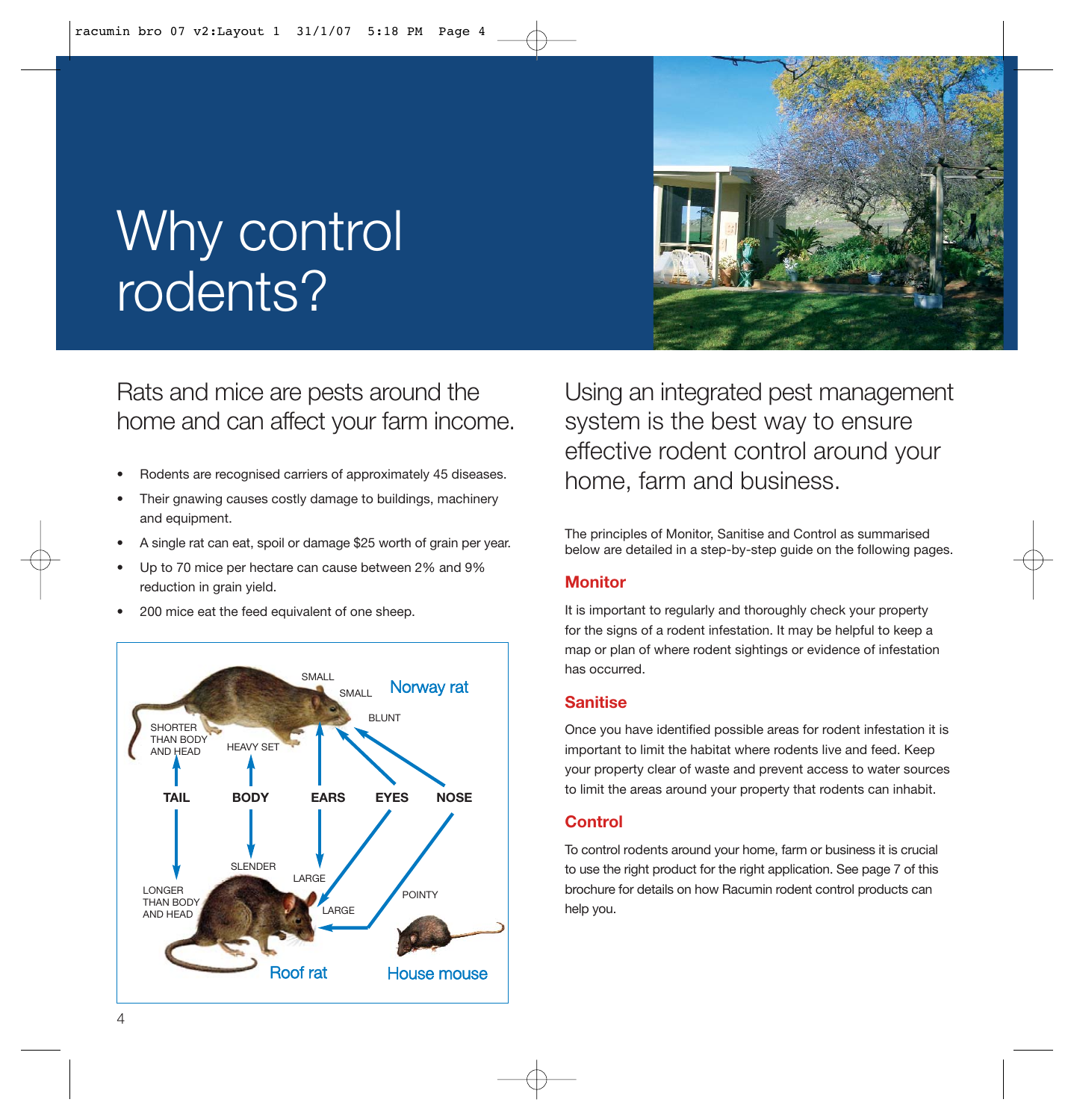# Why control rodents?

## Rats and mice are pests around the home and can affect your farm income.

- Rodents are recognised carriers of approximately 45 diseases.
- Their gnawing causes costly damage to buildings, machinery and equipment.
- A single rat can eat, spoil or damage $25 worth of grain per year.
- Up to 70 mice per hectare can cause between 2% and 9% reduction in grain yield.
- 200 mice eat the feed equivalent of one sheep.

| | Norway rat | Roof rat / House mouse |
|---|---|---|
| TAIL | SHORTER THAN BODY AND HEAD | LONGER THAN BODY AND HEAD |
| BODY | HEAVY SET | SLENDER |
| EARS | SMALL | LARGE |
| EYES | SMALL | LARGE |
| NOSE | BLUNT | POINTY |

## Using an integrated pest management system is the best way to ensure effective rodent control around your home, farm and business.

The principles of Monitor, Sanitise and Control as summarised below are detailed in a step-by-step guide on the following pages.

### Monitor

It is important to regularly and thoroughly check your property for the signs of a rodent infestation. It may be helpful to keep a map or plan of where rodent sightings or evidence of infestation has occurred.

### Sanitise

Once you have identified possible areas for rodent infestation it is important to limit the habitat where rodents live and feed. Keep your property clear of waste and prevent access to water sources to limit the areas around your property that rodents can inhabit.

### Control

To control rodents around your home, farm or business it is crucial to use the right product for the right application. See page 7 of this brochure for details on how Racumin rodent control products can help you.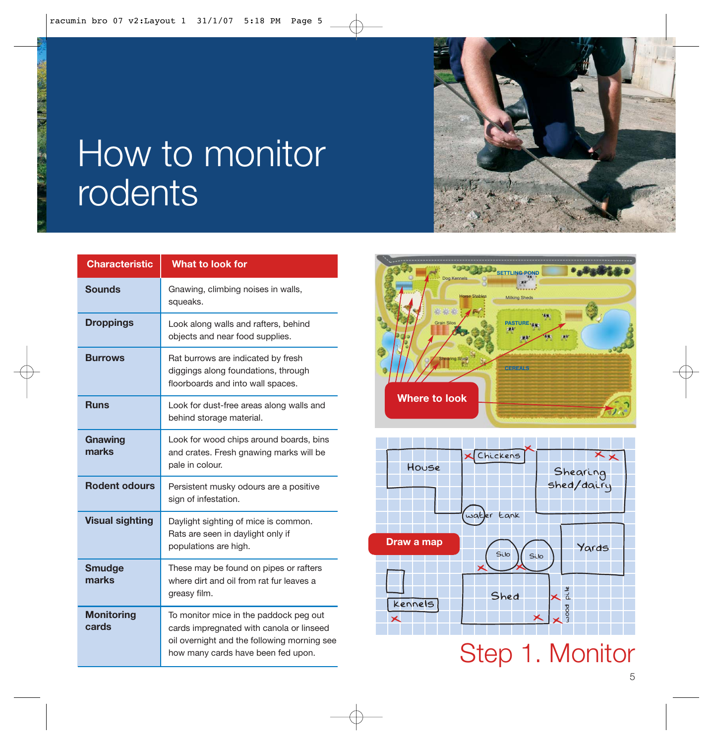# How to monitor rodents

| Characteristic | What to look for |
| --- | --- |
| **Sounds** | Gnawing, climbing noises in walls, squeaks. |
| **Droppings** | Look along walls and rafters, behind objects and near food supplies. |
| **Burrows** | Rat burrows are indicated by fresh diggings along foundations, through floorboards and into wall spaces. |
| **Runs** | Look for dust-free areas along walls and behind storage material. |
| **Gnawing marks** | Look for wood chips around boards, bins and crates. Fresh gnawing marks will be pale in colour. |
| **Rodent odours** | Persistent musky odours are a positive sign of infestation. |
| **Visual sighting** | Daylight sighting of mice is common. Rats are seen in daylight only if populations are high. |
| **Smudge marks** | These may be found on pipes or rafters where dirt and oil from rat fur leaves a greasy film. |
| **Monitoring cards** | To monitor mice in the paddock peg out cards impregnated with canola or linseed oil overnight and the following morning see how many cards have been fed upon. |

**Where to look**

**Draw a map**

## Step 1. Monitor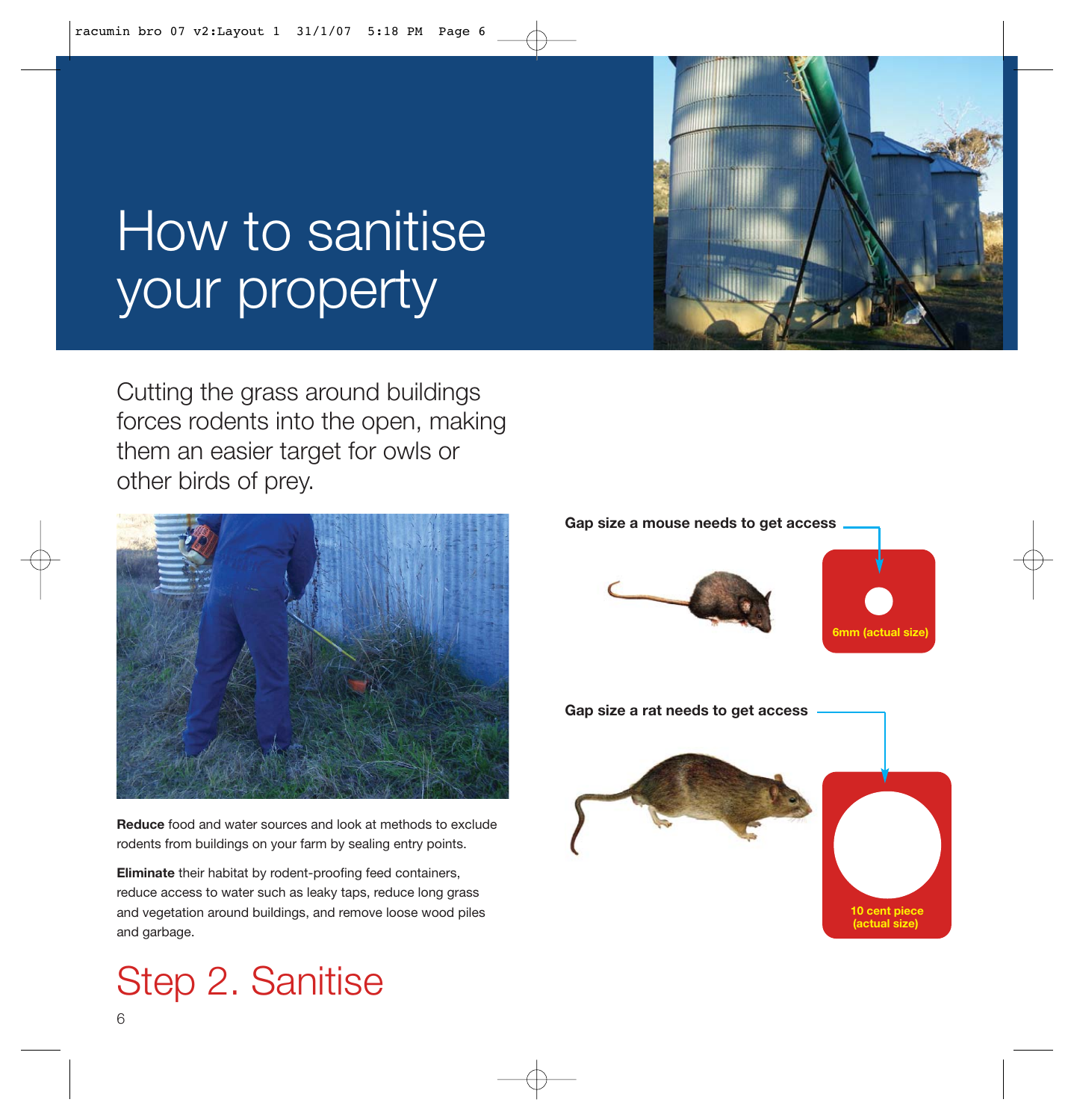# How to sanitise your property

Cutting the grass around buildings forces rodents into the open, making them an easier target for owls or other birds of prey.

**Reduce** food and water sources and look at methods to exclude rodents from buildings on your farm by sealing entry points.

**Eliminate** their habitat by rodent-proofing feed containers, reduce access to water such as leaky taps, reduce long grass and vegetation around buildings, and remove loose wood piles and garbage.

**Gap size a mouse needs to get access**

6mm (actual size)

**Gap size a rat needs to get access**

10 cent piece (actual size)

## Step 2. Sanitise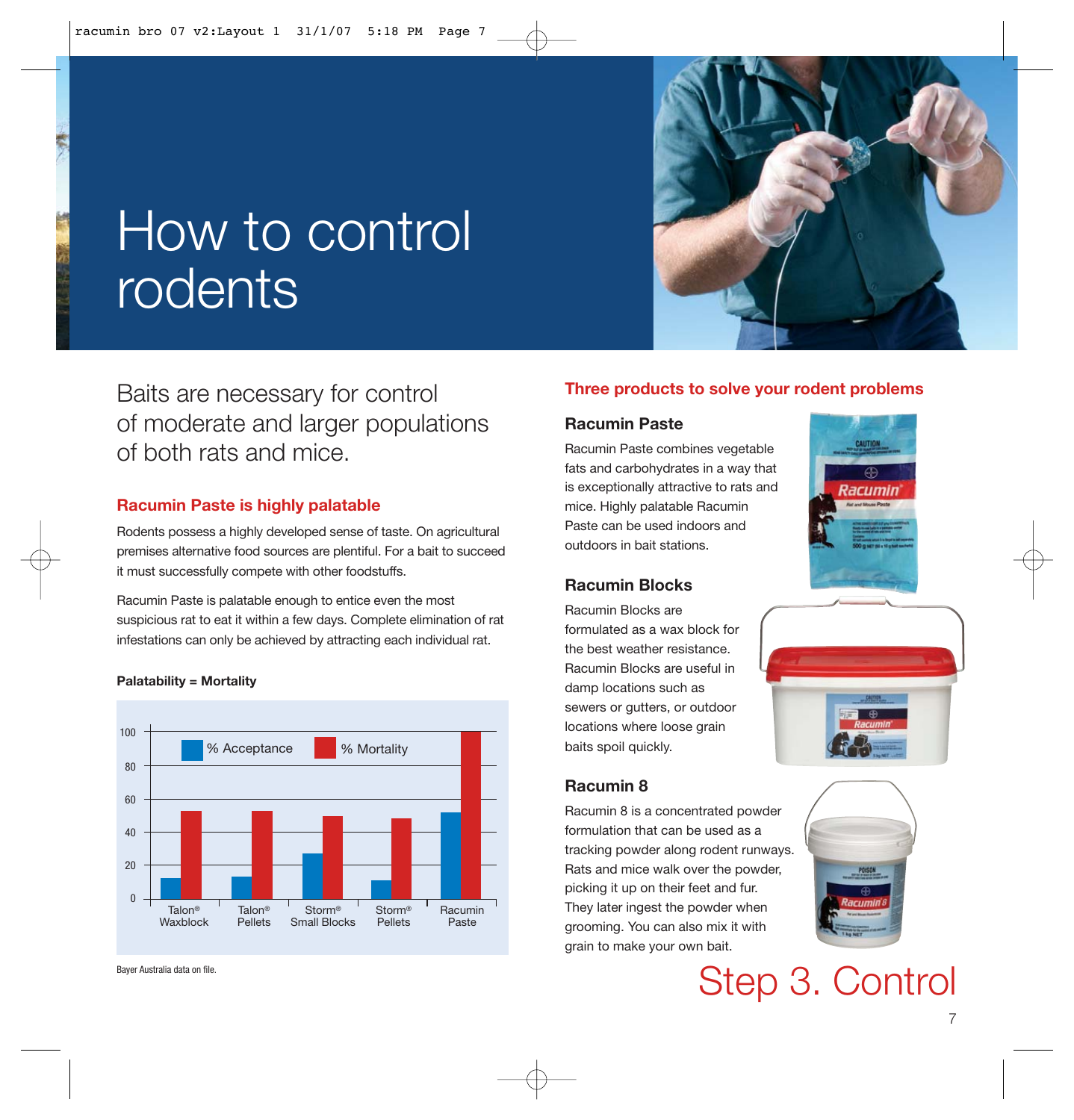# How to control rodents

Baits are necessary for control of moderate and larger populations of both rats and mice.

## Racumin Paste is highly palatable

Rodents possess a highly developed sense of taste. On agricultural premises alternative food sources are plentiful. For a bait to succeed it must successfully compete with other foodstuffs.

Racumin Paste is palatable enough to entice even the most suspicious rat to eat it within a few days. Complete elimination of rat infestations can only be achieved by attracting each individual rat.

**Palatability = Mortality**

| Product | % Acceptance | % Mortality |
|---|---|---|
| Talon® Waxblock | 12 | 53 |
| Talon® Pellets | 13 | 53 |
| Storm® Small Blocks | 27 | 50 |
| Storm® Pellets | 11 | 48 |
| Racumin Paste | 52 | 100 |

Bayer Australia data on file.

## Three products to solve your rodent problems

### Racumin Paste

Racumin Paste combines vegetable fats and carbohydrates in a way that is exceptionally attractive to rats and mice. Highly palatable Racumin Paste can be used indoors and outdoors in bait stations.

### Racumin Blocks

Racumin Blocks are formulated as a wax block for the best weather resistance. Racumin Blocks are useful in damp locations such as sewers or gutters, or outdoor locations where loose grain baits spoil quickly.

### Racumin 8

Racumin 8 is a concentrated powder formulation that can be used as a tracking powder along rodent runways. Rats and mice walk over the powder, picking it up on their feet and fur. They later ingest the powder when grooming. You can also mix it with grain to make your own bait.

# Step 3. Control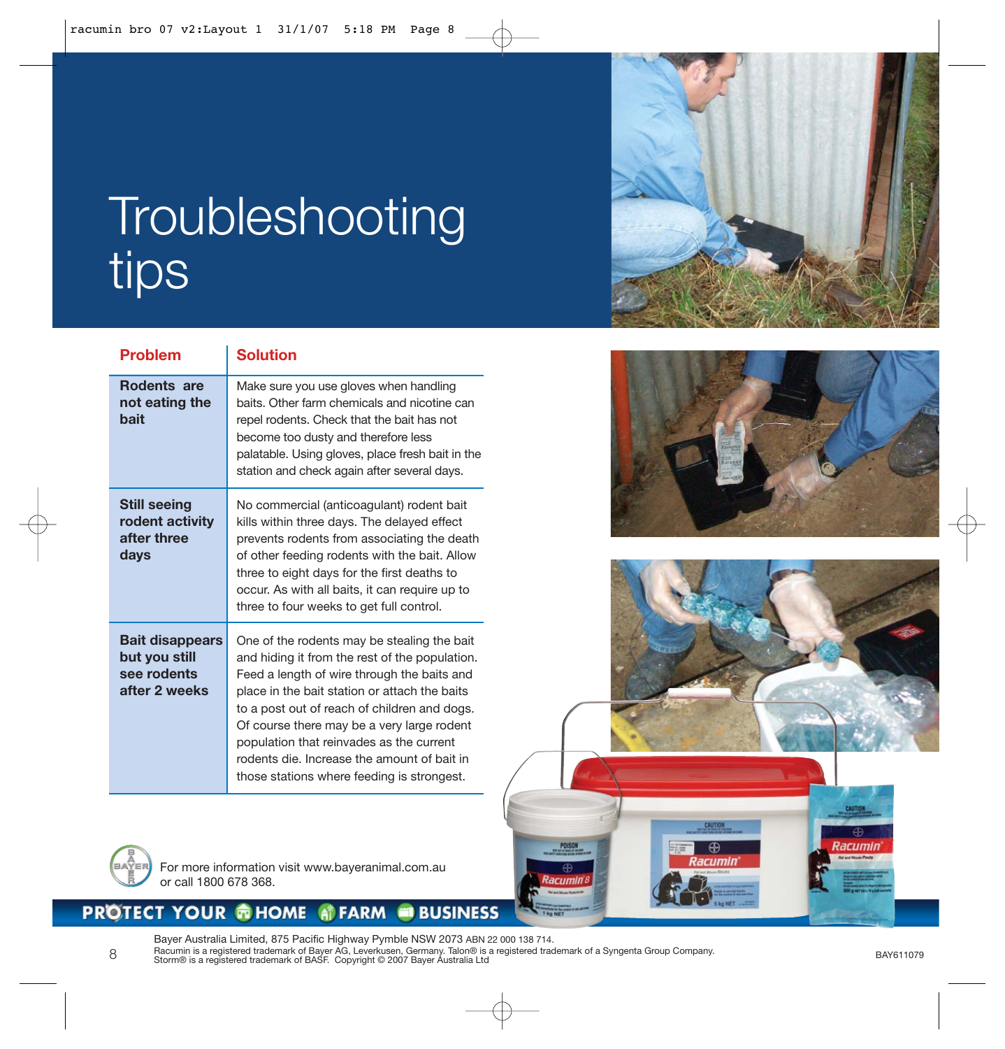# Troubleshooting tips

| Problem | Solution |
|---|---|
| **Rodents are not eating the bait** | Make sure you use gloves when handling baits. Other farm chemicals and nicotine can repel rodents. Check that the bait has not become too dusty and therefore less palatable. Using gloves, place fresh bait in the station and check again after several days. |
| **Still seeing rodent activity after three days** | No commercial (anticoagulant) rodent bait kills within three days. The delayed effect prevents rodents from associating the death of other feeding rodents with the bait. Allow three to eight days for the first deaths to occur. As with all baits, it can require up to three to four weeks to get full control. |
| **Bait disappears but you still see rodents after 2 weeks** | One of the rodents may be stealing the bait and hiding it from the rest of the population. Feed a length of wire through the baits and place in the bait station or attach the baits to a post out of reach of children and dogs. Of course there may be a very large rodent population that reinvades as the current rodents die. Increase the amount of bait in those stations where feeding is strongest. |

For more information visit www.bayeranimal.com.au or call 1800 678 368.

PROTECT YOUR HOME FARM BUSINESS

Bayer Australia Limited, 875 Pacific Highway Pymble NSW 2073 ABN 22 000 138 714.
Racumin is a registered trademark of Bayer AG, Leverkusen, Germany. Talon® is a registered trademark of a Syngenta Group Company.
Storm® is a registered trademark of BASF. Copyright © 2007 Bayer Australia Ltd

BAY611079